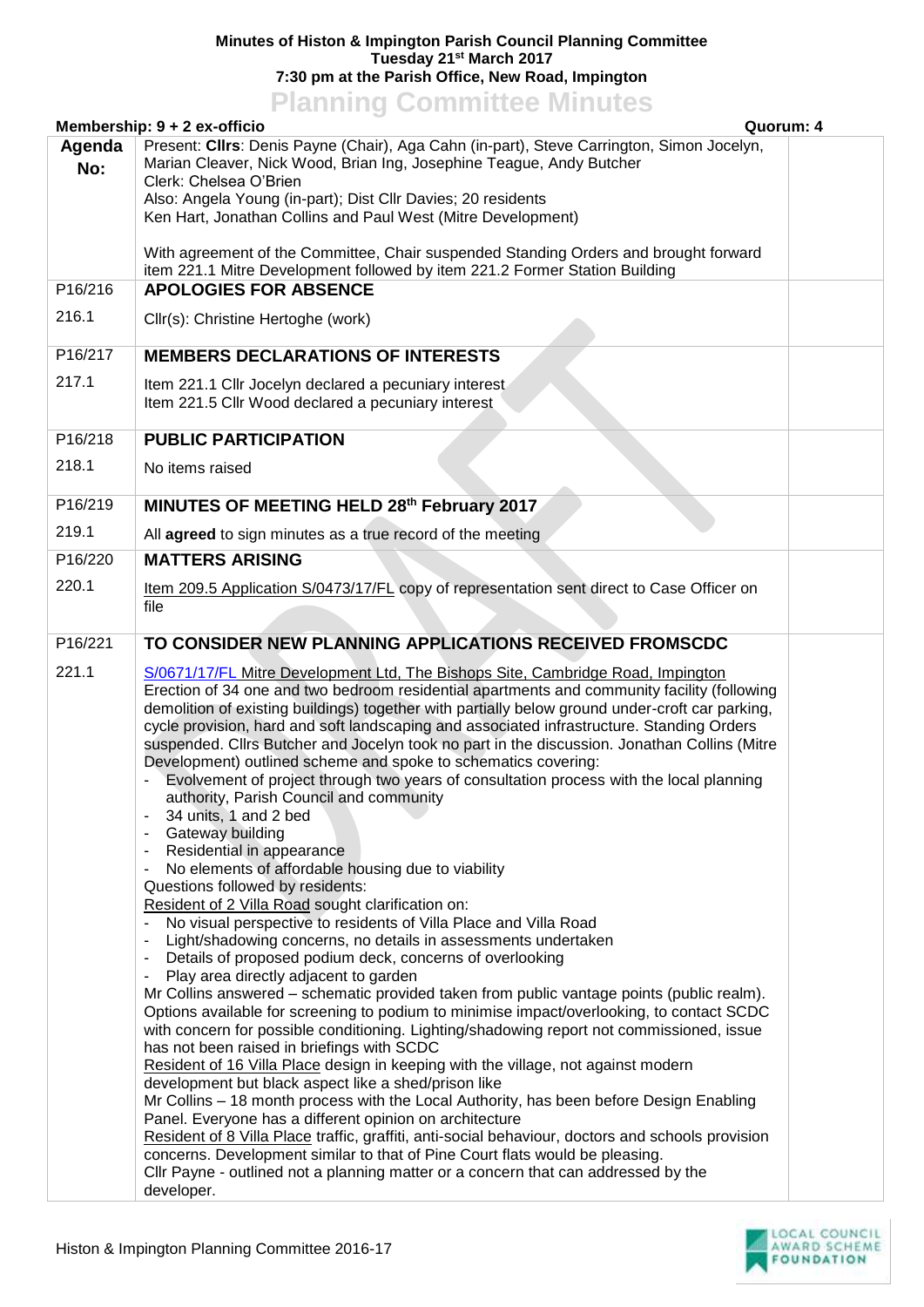**Minutes of Histon & Impington Parish Council Planning Committee**
**Tuesday 21st March 2017**
**7:30 pm at the Parish Office, New Road, Impington**

# Planning Committee Minutes

**Membership: 9 + 2 ex-officio** **Quorum: 4**

| Agenda No: | | |
|---|---|---|
| | Present: **Cllrs**: Denis Payne (Chair), Aga Cahn (in-part), Steve Carrington, Simon Jocelyn, Marian Cleaver, Nick Wood, Brian Ing, Josephine Teague, Andy Butcher<br>Clerk: Chelsea O'Brien<br>Also: Angela Young (in-part); Dist Cllr Davies; 20 residents<br>Ken Hart, Jonathan Collins and Paul West (Mitre Development)<br><br>With agreement of the Committee, Chair suspended Standing Orders and brought forward item 221.1 Mitre Development followed by item 221.2 Former Station Building | |
| P16/216 | **APOLOGIES FOR ABSENCE** | |
| 216.1 | Cllr(s): Christine Hertoghe (work) | |
| P16/217 | **MEMBERS DECLARATIONS OF INTERESTS** | |
| 217.1 | Item 221.1 Cllr Jocelyn declared a pecuniary interest<br>Item 221.5 Cllr Wood declared a pecuniary interest | |
| P16/218 | **PUBLIC PARTICIPATION** | |
| 218.1 | No items raised | |
| P16/219 | **MINUTES OF MEETING HELD 28th February 2017** | |
| 219.1 | All **agreed** to sign minutes as a true record of the meeting | |
| P16/220 | **MATTERS ARISING** | |
| 220.1 | Item 209.5 Application S/0473/17/FL copy of representation sent direct to Case Officer on file | |
| P16/221 | **TO CONSIDER NEW PLANNING APPLICATIONS RECEIVED FROMSCDC** | |
| 221.1 | S/0671/17/FL Mitre Development Ltd, The Bishops Site, Cambridge Road, Impington<br>Erection of 34 one and two bedroom residential apartments and community facility (following demolition of existing buildings) together with partially below ground under-croft car parking, cycle provision, hard and soft landscaping and associated infrastructure. Standing Orders suspended. Cllrs Butcher and Jocelyn took no part in the discussion. Jonathan Collins (Mitre Development) outlined scheme and spoke to schematics covering:<br>- Evolvement of project through two years of consultation process with the local planning authority, Parish Council and community<br>- 34 units, 1 and 2 bed<br>- Gateway building<br>- Residential in appearance<br>- No elements of affordable housing due to viability<br>Questions followed by residents:<br>Resident of 2 Villa Road sought clarification on:<br>- No visual perspective to residents of Villa Place and Villa Road<br>- Light/shadowing concerns, no details in assessments undertaken<br>- Details of proposed podium deck, concerns of overlooking<br>- Play area directly adjacent to garden<br>Mr Collins answered – schematic provided taken from public vantage points (public realm). Options available for screening to podium to minimise impact/overlooking, to contact SCDC with concern for possible conditioning. Lighting/shadowing report not commissioned, issue has not been raised in briefings with SCDC<br>Resident of 16 Villa Place design in keeping with the village, not against modern development but black aspect like a shed/prison like<br>Mr Collins – 18 month process with the Local Authority, has been before Design Enabling Panel. Everyone has a different opinion on architecture<br>Resident of 8 Villa Place traffic, graffiti, anti-social behaviour, doctors and schools provision concerns. Development similar to that of Pine Court flats would be pleasing.<br>Cllr Payne - outlined not a planning matter or a concern that can addressed by the developer. | |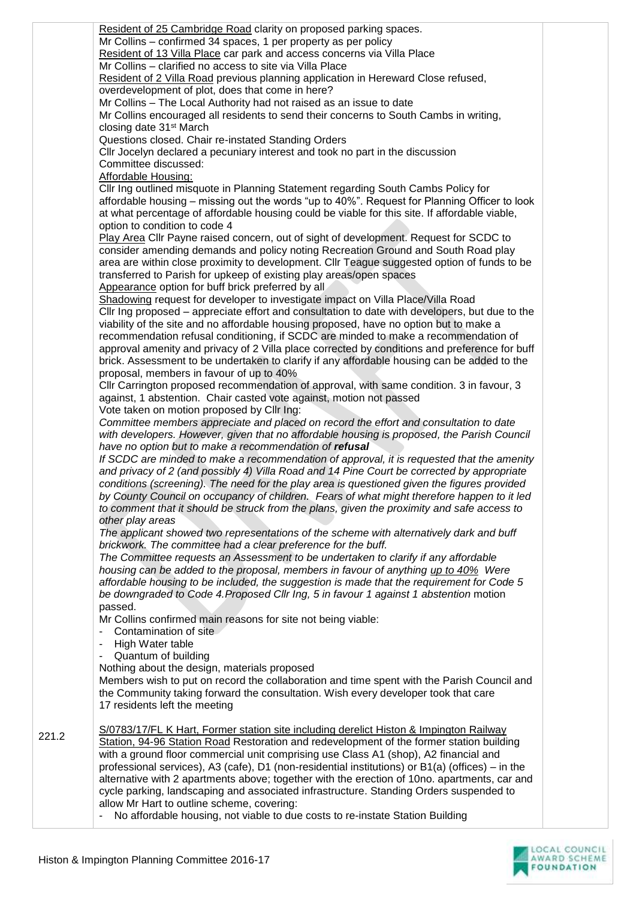| | | |
|---|---|---|
| | <u>Resident of 25 Cambridge Road</u> clarity on proposed parking spaces.<br>Mr Collins – confirmed 34 spaces, 1 per property as per policy<br><u>Resident of 13 Villa Place</u> car park and access concerns via Villa Place<br>Mr Collins – clarified no access to site via Villa Place<br><u>Resident of 2 Villa Road</u> previous planning application in Hereward Close refused, overdevelopment of plot, does that come in here?<br>Mr Collins – The Local Authority had not raised as an issue to date<br>Mr Collins encouraged all residents to send their concerns to South Cambs in writing, closing date 31st March<br>Questions closed. Chair re-instated Standing Orders<br>Cllr Jocelyn declared a pecuniary interest and took no part in the discussion<br>Committee discussed:<br><u>Affordable Housing:</u><br>Cllr Ing outlined misquote in Planning Statement regarding South Cambs Policy for affordable housing – missing out the words "up to 40%". Request for Planning Officer to look at what percentage of affordable housing could be viable for this site. If affordable viable, option to condition to code 4<br><u>Play Area</u> Cllr Payne raised concern, out of sight of development. Request for SCDC to consider amending demands and policy noting Recreation Ground and South Road play area are within close proximity to development. Cllr Teague suggested option of funds to be transferred to Parish for upkeep of existing play areas/open spaces<br><u>Appearance</u> option for buff brick preferred by all<br><u>Shadowing</u> request for developer to investigate impact on Villa Place/Villa Road<br>Cllr Ing proposed – appreciate effort and consultation to date with developers, but due to the viability of the site and no affordable housing proposed, have no option but to make a recommendation refusal conditioning, if SCDC are minded to make a recommendation of approval amenity and privacy of 2 Villa place corrected by conditions and preference for buff brick. Assessment to be undertaken to clarify if any affordable housing can be added to the proposal, members in favour of up to 40%<br>Cllr Carrington proposed recommendation of approval, with same condition. 3 in favour, 3 against, 1 abstention. Chair casted vote against, motion not passed<br>Vote taken on motion proposed by Cllr Ing:<br>*Committee members appreciate and placed on record the effort and consultation to date with developers. However, given that no affordable housing is proposed, the Parish Council have no option but to make a recommendation of **refusal***<br>*If SCDC are minded to make a recommendation of approval, it is requested that the amenity and privacy of 2 (and possibly 4) Villa Road and 14 Pine Court be corrected by appropriate conditions (screening). The need for the play area is questioned given the figures provided by County Council on occupancy of children. Fears of what might therefore happen to it led to comment that it should be struck from the plans, given the proximity and safe access to other play areas*<br>*The applicant showed two representations of the scheme with alternatively dark and buff brickwork. The committee had a clear preference for the buff.*<br>*The Committee requests an Assessment to be undertaken to clarify if any affordable housing can be added to the proposal, members in favour of anything <u>up to 40%</u> Were affordable housing to be included, the suggestion is made that the requirement for Code 5 be downgraded to Code 4.Proposed Cllr Ing, 5 in favour 1 against 1 abstention* motion passed.<br>Mr Collins confirmed main reasons for site not being viable:<br>- Contamination of site<br>- High Water table<br>- Quantum of building<br>Nothing about the design, materials proposed<br>Members wish to put on record the collaboration and time spent with the Parish Council and the Community taking forward the consultation. Wish every developer took that care<br>17 residents left the meeting | |
| 221.2 | <u>S/0783/17/FL K Hart, Former station site including derelict Histon & Impington Railway Station, 94-96 Station Road</u> Restoration and redevelopment of the former station building with a ground floor commercial unit comprising use Class A1 (shop), A2 financial and professional services), A3 (cafe), D1 (non-residential institutions) or B1(a) (offices) – in the alternative with 2 apartments above; together with the erection of 10no. apartments, car and cycle parking, landscaping and associated infrastructure. Standing Orders suspended to allow Mr Hart to outline scheme, covering:<br>- No affordable housing, not viable to due costs to re-instate Station Building | |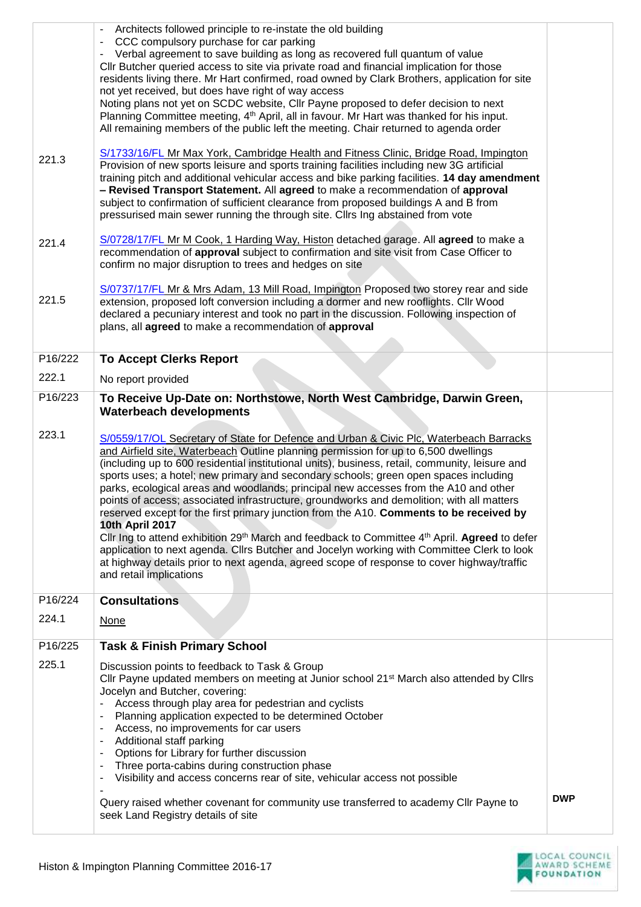| | | |
|---|---|---|
| | - Architects followed principle to re-instate the old building<br>- CCC compulsory purchase for car parking<br>- Verbal agreement to save building as long as recovered full quantum of value<br>Cllr Butcher queried access to site via private road and financial implication for those residents living there. Mr Hart confirmed, road owned by Clark Brothers, application for site not yet received, but does have right of way access<br>Noting plans not yet on SCDC website, Cllr Payne proposed to defer decision to next Planning Committee meeting, 4th April, all in favour. Mr Hart was thanked for his input.<br>All remaining members of the public left the meeting. Chair returned to agenda order | |
| 221.3 | S/1733/16/FL Mr Max York, Cambridge Health and Fitness Clinic, Bridge Road, Impington<br>Provision of new sports leisure and sports training facilities including new 3G artificial training pitch and additional vehicular access and bike parking facilities. **14 day amendment – Revised Transport Statement.** All **agreed** to make a recommendation of **approval** subject to confirmation of sufficient clearance from proposed buildings A and B from pressurised main sewer running the through site. Cllrs Ing abstained from vote | |
| 221.4 | S/0728/17/FL Mr M Cook, 1 Harding Way, Histon detached garage. All **agreed** to make a recommendation of **approval** subject to confirmation and site visit from Case Officer to confirm no major disruption to trees and hedges on site | |
| 221.5 | S/0737/17/FL Mr & Mrs Adam, 13 Mill Road, Impington Proposed two storey rear and side extension, proposed loft conversion including a dormer and new rooflights. Cllr Wood declared a pecuniary interest and took no part in the discussion. Following inspection of plans, all **agreed** to make a recommendation of **approval** | |
| P16/222 | **To Accept Clerks Report** | |
| 222.1 | No report provided | |
| P16/223 | **To Receive Up-Date on: Northstowe, North West Cambridge, Darwin Green, Waterbeach developments** | |
| 223.1 | S/0559/17/OL Secretary of State for Defence and Urban & Civic Plc, Waterbeach Barracks and Airfield site, Waterbeach Outline planning permission for up to 6,500 dwellings (including up to 600 residential institutional units), business, retail, community, leisure and sports uses; a hotel; new primary and secondary schools; green open spaces including parks, ecological areas and woodlands; principal new accesses from the A10 and other points of access; associated infrastructure, groundworks and demolition; with all matters reserved except for the first primary junction from the A10. **Comments to be received by 10th April 2017**<br>Cllr Ing to attend exhibition 29th March and feedback to Committee 4th April. **Agreed** to defer application to next agenda. Cllrs Butcher and Jocelyn working with Committee Clerk to look at highway details prior to next agenda, agreed scope of response to cover highway/traffic and retail implications | |
| P16/224 | **Consultations** | |
| 224.1 | None | |
| P16/225 | **Task & Finish Primary School** | |
| 225.1 | Discussion points to feedback to Task & Group<br>Cllr Payne updated members on meeting at Junior school 21st March also attended by Cllrs Jocelyn and Butcher, covering:<br>- Access through play area for pedestrian and cyclists<br>- Planning application expected to be determined October<br>- Access, no improvements for car users<br>- Additional staff parking<br>- Options for Library for further discussion<br>- Three porta-cabins during construction phase<br>- Visibility and access concerns rear of site, vehicular access not possible<br>-<br>Query raised whether covenant for community use transferred to academy Cllr Payne to seek Land Registry details of site | **DWP** |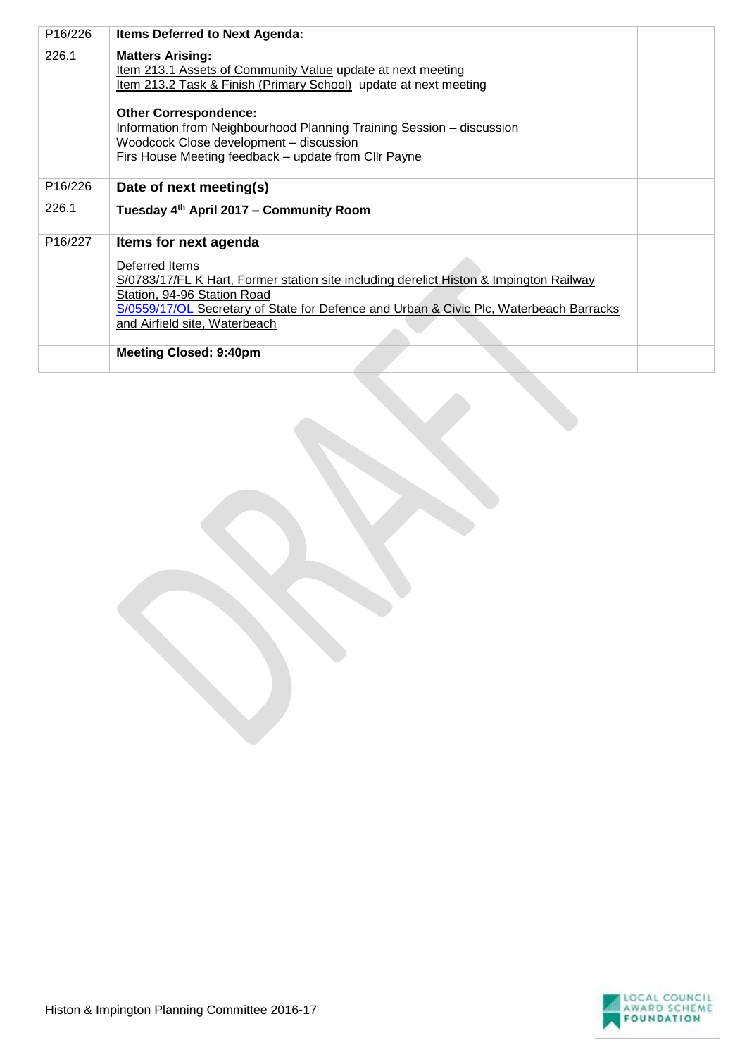| | | |
|---|---|---|
| P16/226 | **Items Deferred to Next Agenda:** | |
| 226.1 | **Matters Arising:**<br>Item 213.1 Assets of Community Value update at next meeting<br>Item 213.2 Task & Finish (Primary School) update at next meeting<br><br>**Other Correspondence:**<br>Information from Neighbourhood Planning Training Session – discussion<br>Woodcock Close development – discussion<br>Firs House Meeting feedback – update from Cllr Payne | |
| P16/226 | **Date of next meeting(s)** | |
| 226.1 | **Tuesday 4th April 2017 – Community Room** | |
| P16/227 | **Items for next agenda**<br><br>Deferred Items<br>S/0783/17/FL K Hart, Former station site including derelict Histon & Impington Railway Station, 94-96 Station Road<br>S/0559/17/OL Secretary of State for Defence and Urban & Civic Plc, Waterbeach Barracks and Airfield site, Waterbeach | |
| | **Meeting Closed: 9:40pm** | |

DRAFT

Histon & Impington Planning Committee 2016-17

LOCAL COUNCIL AWARD SCHEME FOUNDATION